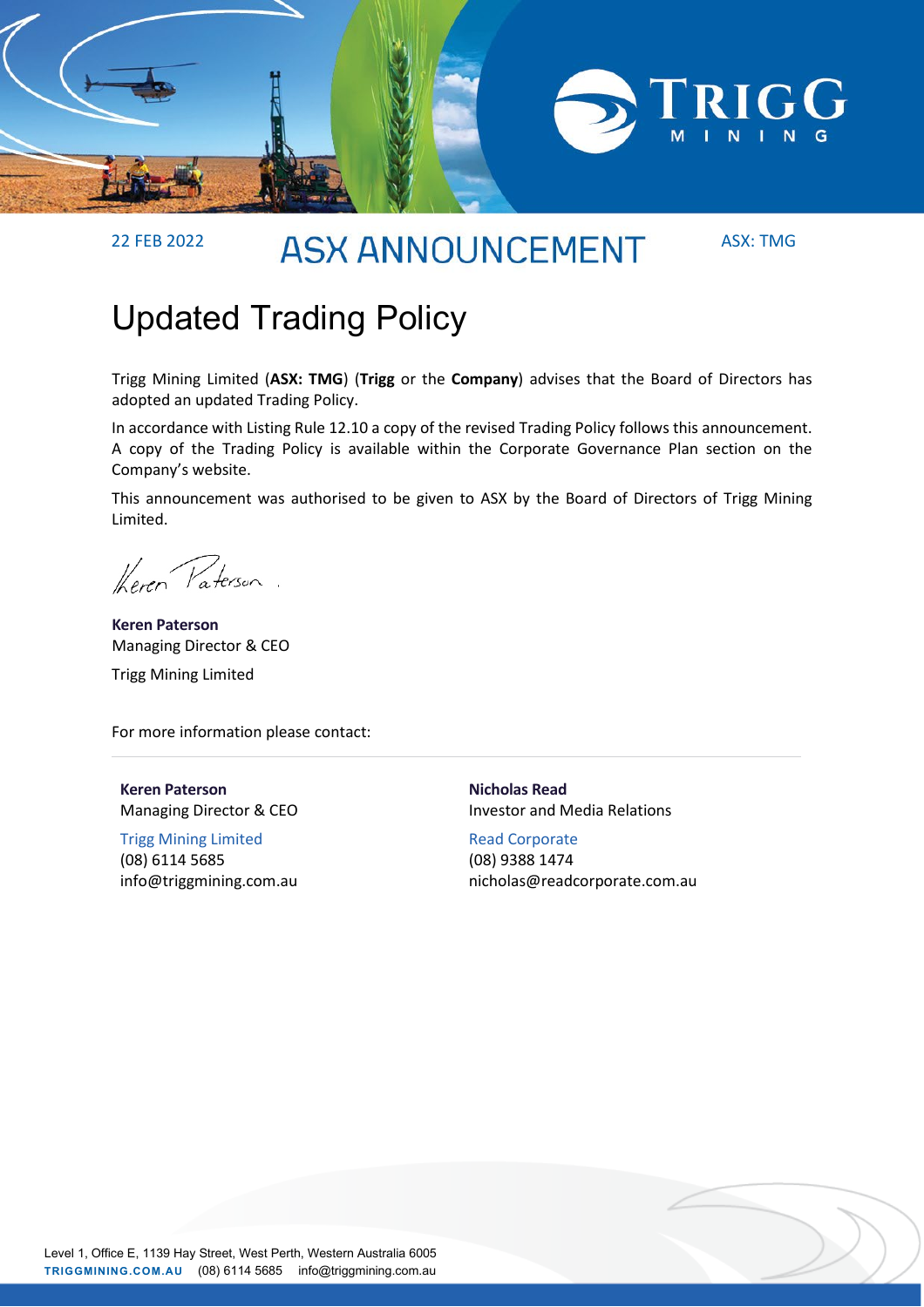22 FEB 2022

# ASX ANNOUNCEMENT

ASX: TMG

## Updated Trading Policy

Trigg Mining Limited (**ASX: TMG**) (**Trigg** or the **Company**) advises that the Board of Directors has adopted an updated Trading Policy.

In accordance with Listing Rule 12.10 a copy of the revised Trading Policy follows this announcement. A copy of the Trading Policy is available within the Corporate Governance Plan section on the Company's website.

This announcement was authorised to be given to ASX by the Board of Directors of Trigg Mining Limited.

Keren Paterson

**Keren Paterson**
Managing Director & CEO

Trigg Mining Limited

For more information please contact:

**Keren Paterson**
Managing Director & CEO

Trigg Mining Limited
(08) 6114 5685
info@triggmining.com.au

**Nicholas Read**
Investor and Media Relations

Read Corporate
(08) 9388 1474
nicholas@readcorporate.com.au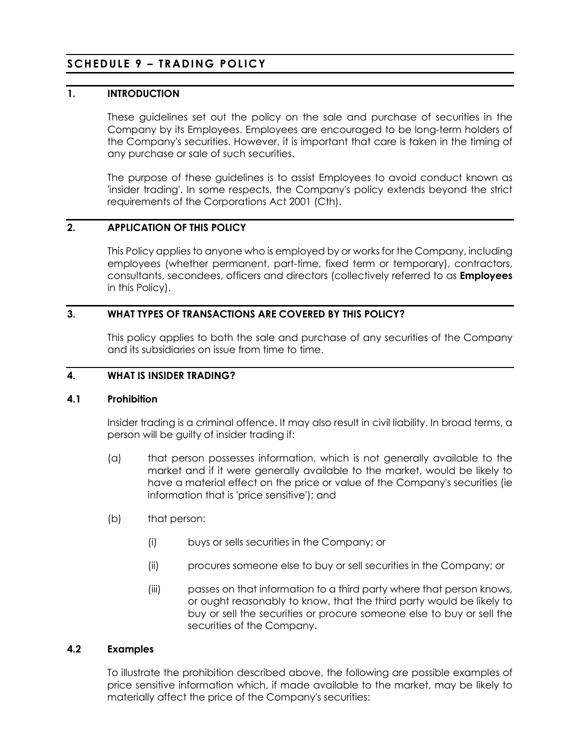# SCHEDULE 9 – TRADING POLICY

## 1. INTRODUCTION

These guidelines set out the policy on the sale and purchase of securities in the Company by its Employees. Employees are encouraged to be long-term holders of the Company's securities. However, it is important that care is taken in the timing of any purchase or sale of such securities.

The purpose of these guidelines is to assist Employees to avoid conduct known as 'insider trading'. In some respects, the Company's policy extends beyond the strict requirements of the Corporations Act 2001 (Cth).

## 2. APPLICATION OF THIS POLICY

This Policy applies to anyone who is employed by or works for the Company, including employees (whether permanent, part-time, fixed term or temporary), contractors, consultants, secondees, officers and directors (collectively referred to as **Employees** in this Policy).

## 3. WHAT TYPES OF TRANSACTIONS ARE COVERED BY THIS POLICY?

This policy applies to both the sale and purchase of any securities of the Company and its subsidiaries on issue from time to time.

## 4. WHAT IS INSIDER TRADING?

### 4.1 Prohibition

Insider trading is a criminal offence. It may also result in civil liability. In broad terms, a person will be guilty of insider trading if:

(a) that person possesses information, which is not generally available to the market and if it were generally available to the market, would be likely to have a material effect on the price or value of the Company's securities (ie information that is 'price sensitive'); and

(b) that person:

   (i) buys or sells securities in the Company; or

   (ii) procures someone else to buy or sell securities in the Company; or

   (iii) passes on that information to a third party where that person knows, or ought reasonably to know, that the third party would be likely to buy or sell the securities or procure someone else to buy or sell the securities of the Company.

### 4.2 Examples

To illustrate the prohibition described above, the following are possible examples of price sensitive information which, if made available to the market, may be likely to materially affect the price of the Company's securities: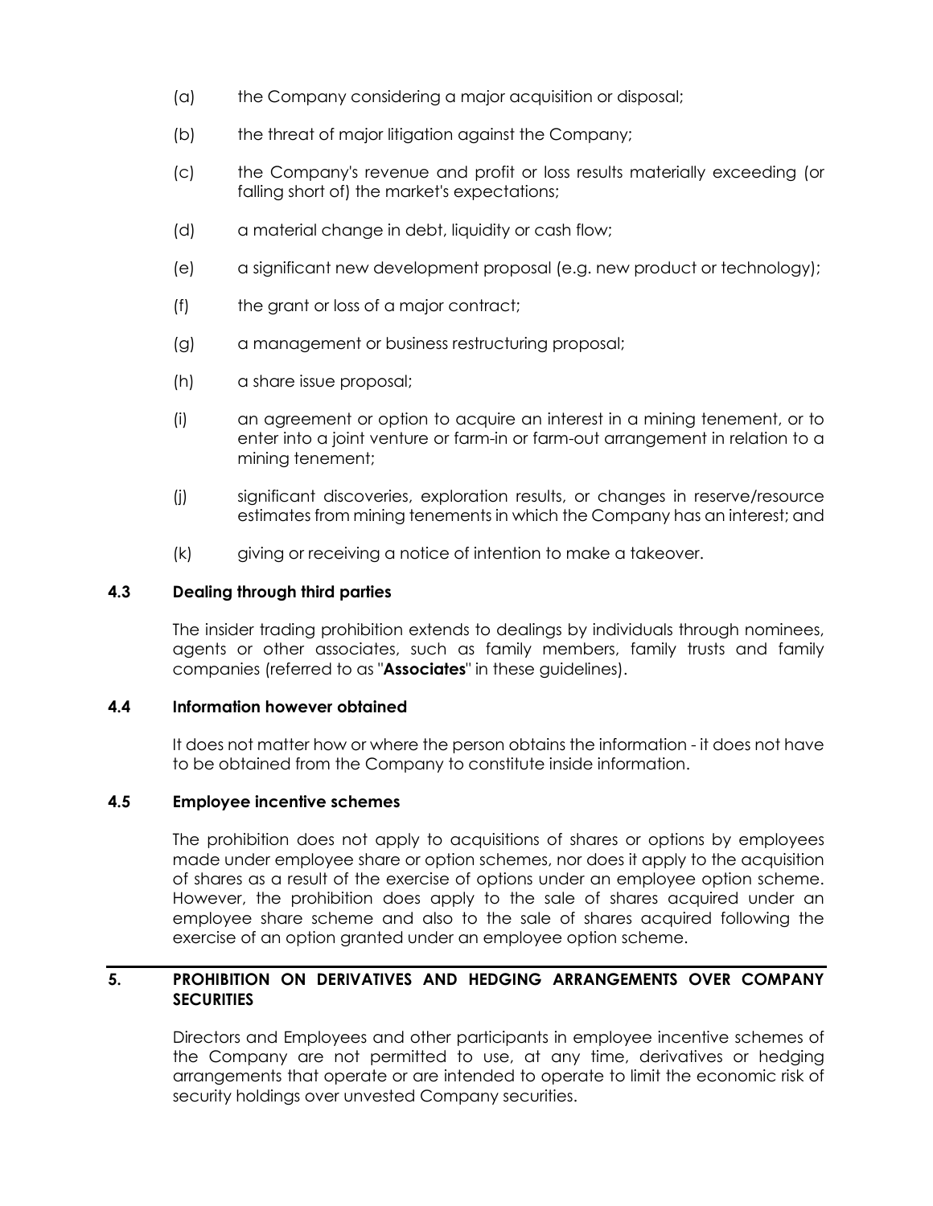(a) the Company considering a major acquisition or disposal;

(b) the threat of major litigation against the Company;

(c) the Company's revenue and profit or loss results materially exceeding (or falling short of) the market's expectations;

(d) a material change in debt, liquidity or cash flow;

(e) a significant new development proposal (e.g. new product or technology);

(f) the grant or loss of a major contract;

(g) a management or business restructuring proposal;

(h) a share issue proposal;

(i) an agreement or option to acquire an interest in a mining tenement, or to enter into a joint venture or farm-in or farm-out arrangement in relation to a mining tenement;

(j) significant discoveries, exploration results, or changes in reserve/resource estimates from mining tenements in which the Company has an interest; and

(k) giving or receiving a notice of intention to make a takeover.

### 4.3 Dealing through third parties

The insider trading prohibition extends to dealings by individuals through nominees, agents or other associates, such as family members, family trusts and family companies (referred to as "**Associates**" in these guidelines).

### 4.4 Information however obtained

It does not matter how or where the person obtains the information - it does not have to be obtained from the Company to constitute inside information.

### 4.5 Employee incentive schemes

The prohibition does not apply to acquisitions of shares or options by employees made under employee share or option schemes, nor does it apply to the acquisition of shares as a result of the exercise of options under an employee option scheme. However, the prohibition does apply to the sale of shares acquired under an employee share scheme and also to the sale of shares acquired following the exercise of an option granted under an employee option scheme.

## 5. PROHIBITION ON DERIVATIVES AND HEDGING ARRANGEMENTS OVER COMPANY SECURITIES

Directors and Employees and other participants in employee incentive schemes of the Company are not permitted to use, at any time, derivatives or hedging arrangements that operate or are intended to operate to limit the economic risk of security holdings over unvested Company securities.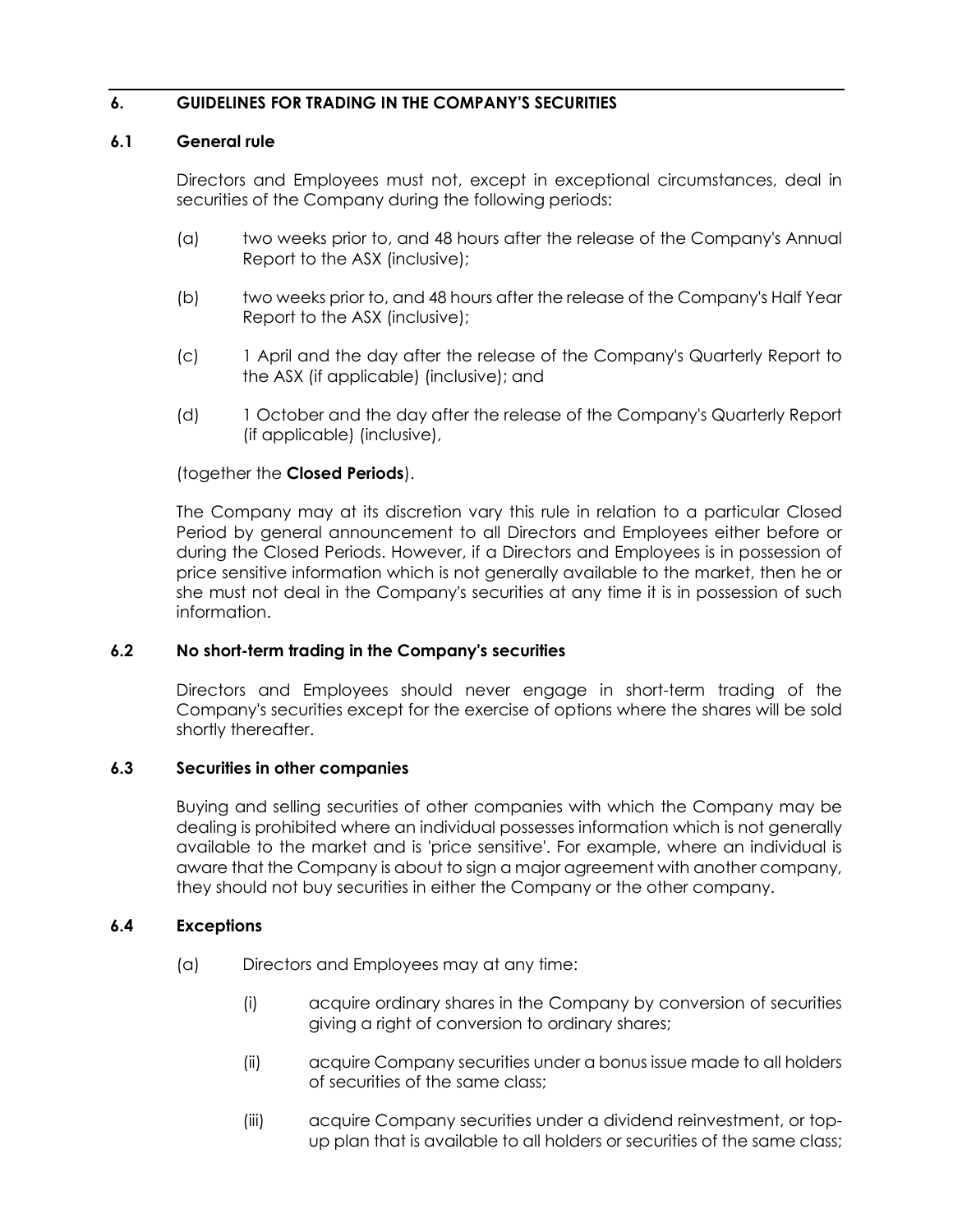## 6. GUIDELINES FOR TRADING IN THE COMPANY'S SECURITIES

### 6.1 General rule

Directors and Employees must not, except in exceptional circumstances, deal in securities of the Company during the following periods:

(a) two weeks prior to, and 48 hours after the release of the Company's Annual Report to the ASX (inclusive);

(b) two weeks prior to, and 48 hours after the release of the Company's Half Year Report to the ASX (inclusive);

(c) 1 April and the day after the release of the Company's Quarterly Report to the ASX (if applicable) (inclusive); and

(d) 1 October and the day after the release of the Company's Quarterly Report (if applicable) (inclusive),

(together the **Closed Periods**).

The Company may at its discretion vary this rule in relation to a particular Closed Period by general announcement to all Directors and Employees either before or during the Closed Periods. However, if a Directors and Employees is in possession of price sensitive information which is not generally available to the market, then he or she must not deal in the Company's securities at any time it is in possession of such information.

### 6.2 No short-term trading in the Company's securities

Directors and Employees should never engage in short-term trading of the Company's securities except for the exercise of options where the shares will be sold shortly thereafter.

### 6.3 Securities in other companies

Buying and selling securities of other companies with which the Company may be dealing is prohibited where an individual possesses information which is not generally available to the market and is 'price sensitive'. For example, where an individual is aware that the Company is about to sign a major agreement with another company, they should not buy securities in either the Company or the other company.

### 6.4 Exceptions

(a) Directors and Employees may at any time:

(i) acquire ordinary shares in the Company by conversion of securities giving a right of conversion to ordinary shares;

(ii) acquire Company securities under a bonus issue made to all holders of securities of the same class;

(iii) acquire Company securities under a dividend reinvestment, or top-up plan that is available to all holders or securities of the same class;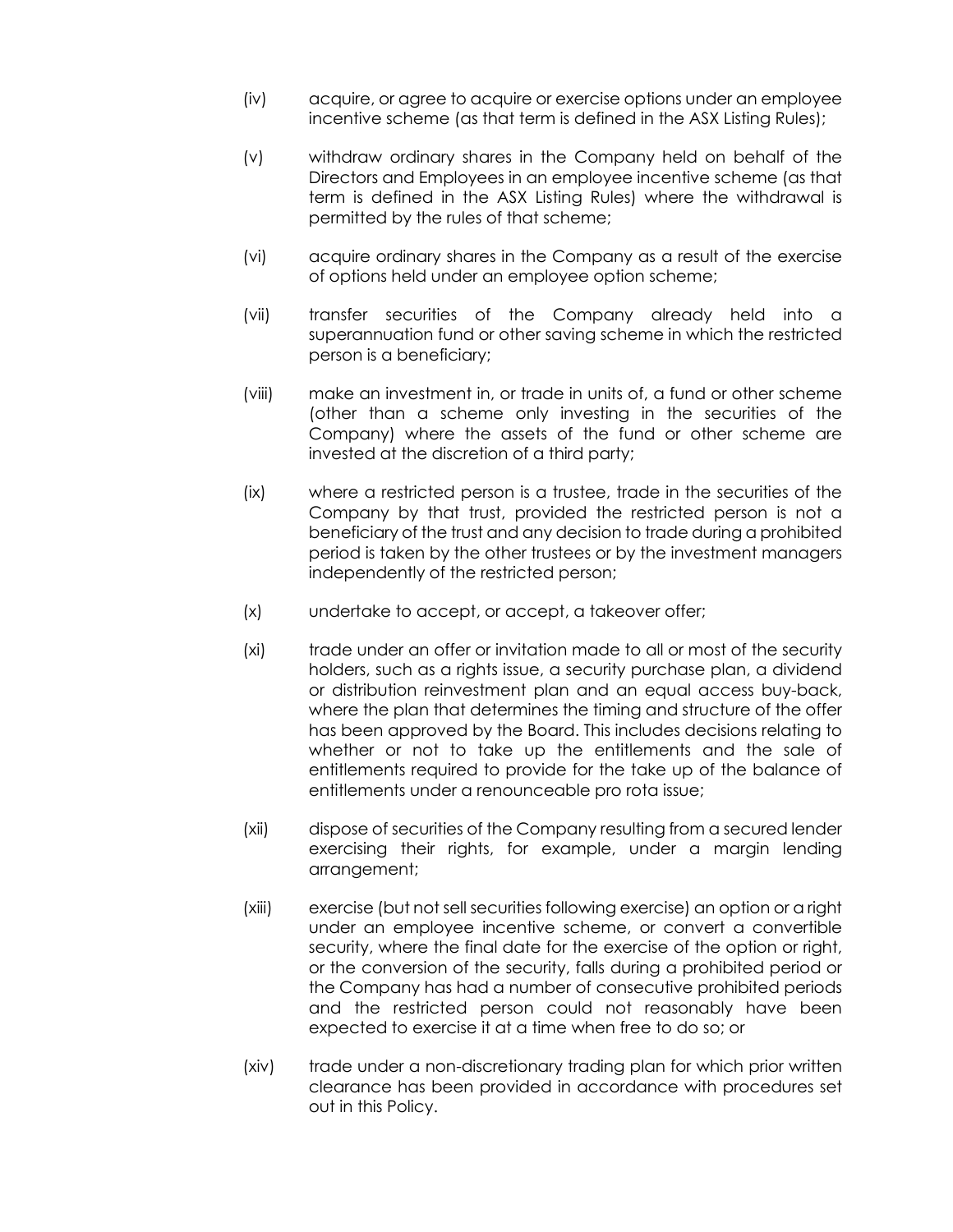(iv) acquire, or agree to acquire or exercise options under an employee incentive scheme (as that term is defined in the ASX Listing Rules);

(v) withdraw ordinary shares in the Company held on behalf of the Directors and Employees in an employee incentive scheme (as that term is defined in the ASX Listing Rules) where the withdrawal is permitted by the rules of that scheme;

(vi) acquire ordinary shares in the Company as a result of the exercise of options held under an employee option scheme;

(vii) transfer securities of the Company already held into a superannuation fund or other saving scheme in which the restricted person is a beneficiary;

(viii) make an investment in, or trade in units of, a fund or other scheme (other than a scheme only investing in the securities of the Company) where the assets of the fund or other scheme are invested at the discretion of a third party;

(ix) where a restricted person is a trustee, trade in the securities of the Company by that trust, provided the restricted person is not a beneficiary of the trust and any decision to trade during a prohibited period is taken by the other trustees or by the investment managers independently of the restricted person;

(x) undertake to accept, or accept, a takeover offer;

(xi) trade under an offer or invitation made to all or most of the security holders, such as a rights issue, a security purchase plan, a dividend or distribution reinvestment plan and an equal access buy-back, where the plan that determines the timing and structure of the offer has been approved by the Board. This includes decisions relating to whether or not to take up the entitlements and the sale of entitlements required to provide for the take up of the balance of entitlements under a renounceable pro rota issue;

(xii) dispose of securities of the Company resulting from a secured lender exercising their rights, for example, under a margin lending arrangement;

(xiii) exercise (but not sell securities following exercise) an option or a right under an employee incentive scheme, or convert a convertible security, where the final date for the exercise of the option or right, or the conversion of the security, falls during a prohibited period or the Company has had a number of consecutive prohibited periods and the restricted person could not reasonably have been expected to exercise it at a time when free to do so; or

(xiv) trade under a non-discretionary trading plan for which prior written clearance has been provided in accordance with procedures set out in this Policy.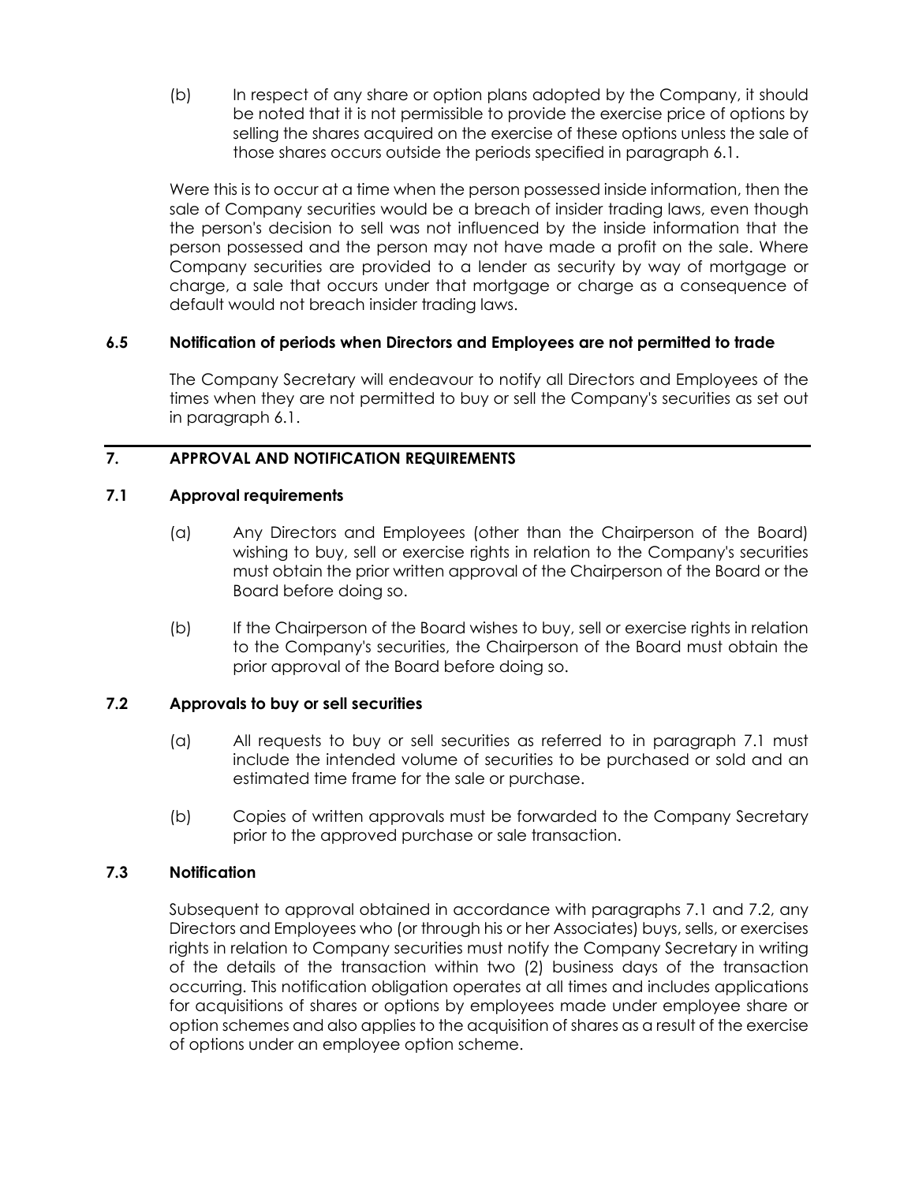(b) In respect of any share or option plans adopted by the Company, it should be noted that it is not permissible to provide the exercise price of options by selling the shares acquired on the exercise of these options unless the sale of those shares occurs outside the periods specified in paragraph 6.1.

Were this is to occur at a time when the person possessed inside information, then the sale of Company securities would be a breach of insider trading laws, even though the person's decision to sell was not influenced by the inside information that the person possessed and the person may not have made a profit on the sale. Where Company securities are provided to a lender as security by way of mortgage or charge, a sale that occurs under that mortgage or charge as a consequence of default would not breach insider trading laws.

### 6.5 Notification of periods when Directors and Employees are not permitted to trade

The Company Secretary will endeavour to notify all Directors and Employees of the times when they are not permitted to buy or sell the Company's securities as set out in paragraph 6.1.

## 7. APPROVAL AND NOTIFICATION REQUIREMENTS

### 7.1 Approval requirements

(a) Any Directors and Employees (other than the Chairperson of the Board) wishing to buy, sell or exercise rights in relation to the Company's securities must obtain the prior written approval of the Chairperson of the Board or the Board before doing so.

(b) If the Chairperson of the Board wishes to buy, sell or exercise rights in relation to the Company's securities, the Chairperson of the Board must obtain the prior approval of the Board before doing so.

### 7.2 Approvals to buy or sell securities

(a) All requests to buy or sell securities as referred to in paragraph 7.1 must include the intended volume of securities to be purchased or sold and an estimated time frame for the sale or purchase.

(b) Copies of written approvals must be forwarded to the Company Secretary prior to the approved purchase or sale transaction.

### 7.3 Notification

Subsequent to approval obtained in accordance with paragraphs 7.1 and 7.2, any Directors and Employees who (or through his or her Associates) buys, sells, or exercises rights in relation to Company securities must notify the Company Secretary in writing of the details of the transaction within two (2) business days of the transaction occurring. This notification obligation operates at all times and includes applications for acquisitions of shares or options by employees made under employee share or option schemes and also applies to the acquisition of shares as a result of the exercise of options under an employee option scheme.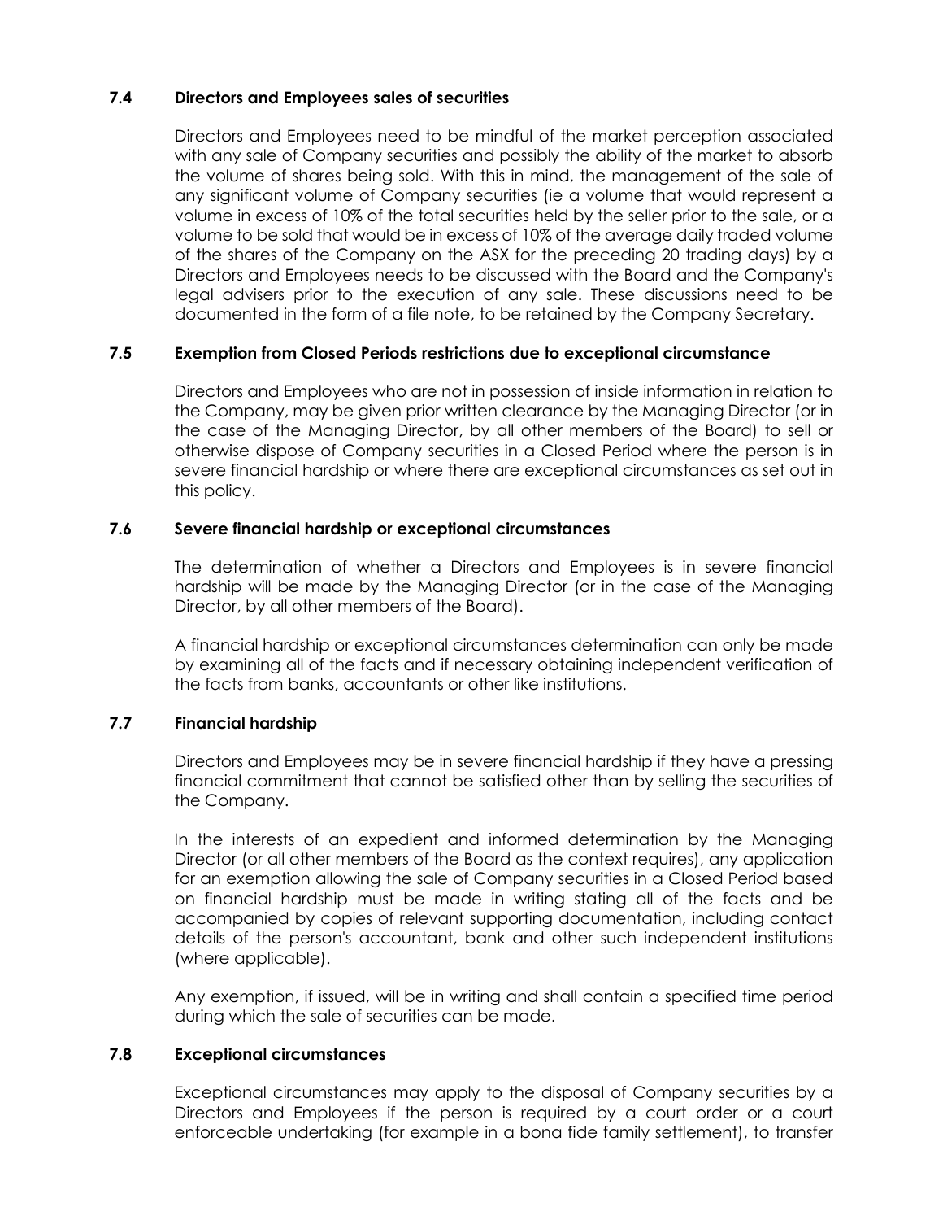### 7.4 Directors and Employees sales of securities

Directors and Employees need to be mindful of the market perception associated with any sale of Company securities and possibly the ability of the market to absorb the volume of shares being sold. With this in mind, the management of the sale of any significant volume of Company securities (ie a volume that would represent a volume in excess of 10% of the total securities held by the seller prior to the sale, or a volume to be sold that would be in excess of 10% of the average daily traded volume of the shares of the Company on the ASX for the preceding 20 trading days) by a Directors and Employees needs to be discussed with the Board and the Company's legal advisers prior to the execution of any sale. These discussions need to be documented in the form of a file note, to be retained by the Company Secretary.

### 7.5 Exemption from Closed Periods restrictions due to exceptional circumstance

Directors and Employees who are not in possession of inside information in relation to the Company, may be given prior written clearance by the Managing Director (or in the case of the Managing Director, by all other members of the Board) to sell or otherwise dispose of Company securities in a Closed Period where the person is in severe financial hardship or where there are exceptional circumstances as set out in this policy.

### 7.6 Severe financial hardship or exceptional circumstances

The determination of whether a Directors and Employees is in severe financial hardship will be made by the Managing Director (or in the case of the Managing Director, by all other members of the Board).

A financial hardship or exceptional circumstances determination can only be made by examining all of the facts and if necessary obtaining independent verification of the facts from banks, accountants or other like institutions.

### 7.7 Financial hardship

Directors and Employees may be in severe financial hardship if they have a pressing financial commitment that cannot be satisfied other than by selling the securities of the Company.

In the interests of an expedient and informed determination by the Managing Director (or all other members of the Board as the context requires), any application for an exemption allowing the sale of Company securities in a Closed Period based on financial hardship must be made in writing stating all of the facts and be accompanied by copies of relevant supporting documentation, including contact details of the person's accountant, bank and other such independent institutions (where applicable).

Any exemption, if issued, will be in writing and shall contain a specified time period during which the sale of securities can be made.

### 7.8 Exceptional circumstances

Exceptional circumstances may apply to the disposal of Company securities by a Directors and Employees if the person is required by a court order or a court enforceable undertaking (for example in a bona fide family settlement), to transfer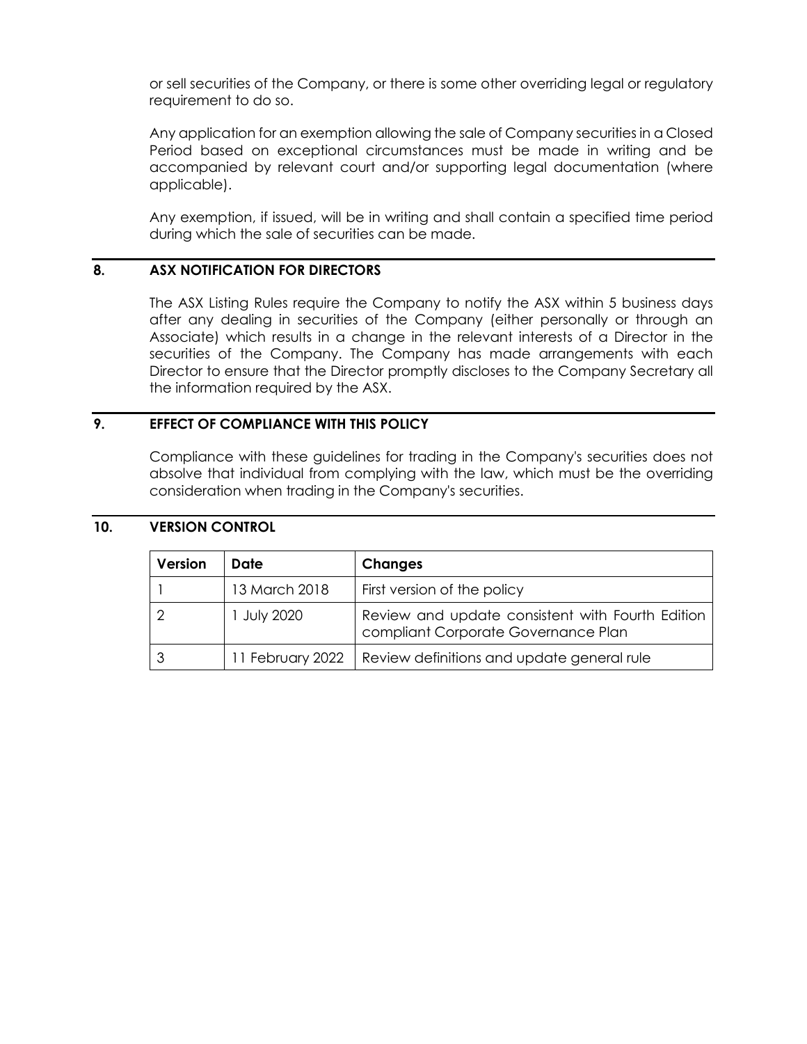or sell securities of the Company, or there is some other overriding legal or regulatory requirement to do so.

Any application for an exemption allowing the sale of Company securities in a Closed Period based on exceptional circumstances must be made in writing and be accompanied by relevant court and/or supporting legal documentation (where applicable).

Any exemption, if issued, will be in writing and shall contain a specified time period during which the sale of securities can be made.

## 8. ASX NOTIFICATION FOR DIRECTORS

The ASX Listing Rules require the Company to notify the ASX within 5 business days after any dealing in securities of the Company (either personally or through an Associate) which results in a change in the relevant interests of a Director in the securities of the Company. The Company has made arrangements with each Director to ensure that the Director promptly discloses to the Company Secretary all the information required by the ASX.

## 9. EFFECT OF COMPLIANCE WITH THIS POLICY

Compliance with these guidelines for trading in the Company's securities does not absolve that individual from complying with the law, which must be the overriding consideration when trading in the Company's securities.

## 10. VERSION CONTROL

| Version | Date | Changes |
|---|---|---|
| 1 | 13 March 2018 | First version of the policy |
| 2 | 1 July 2020 | Review and update consistent with Fourth Edition compliant Corporate Governance Plan |
| 3 | 11 February 2022 | Review definitions and update general rule |